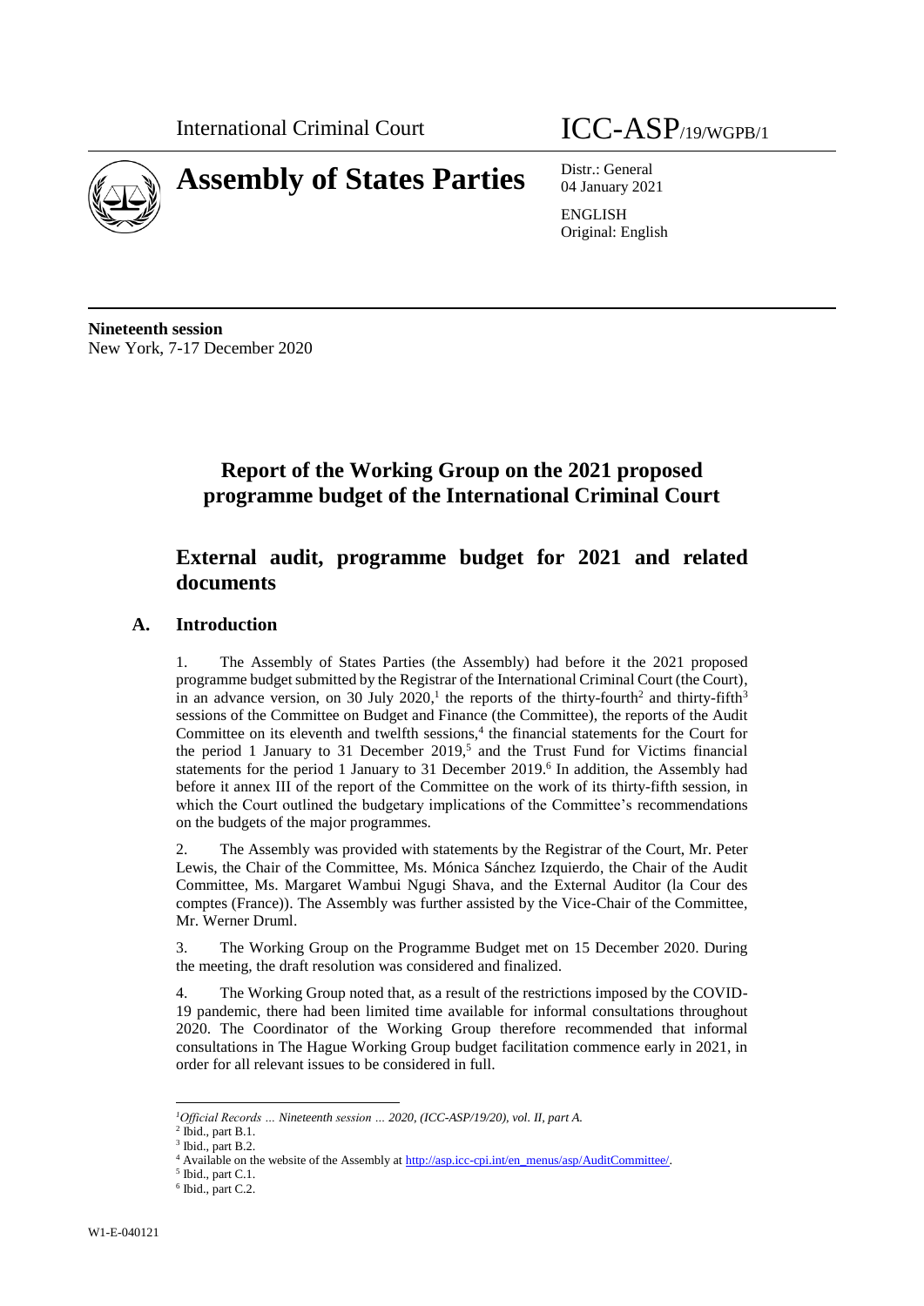International Criminal Court

ICC-ASP/19/WGPB/1

# Assembly of States Parties

Distr.: General
04 January 2021

ENGLISH
Original: English

**Nineteenth session**
New York, 7-17 December 2020

# Report of the Working Group on the 2021 proposed programme budget of the International Criminal Court

## External audit, programme budget for 2021 and related documents

### A. Introduction

1. The Assembly of States Parties (the Assembly) had before it the 2021 proposed programme budget submitted by the Registrar of the International Criminal Court (the Court), in an advance version, on 30 July 2020,[1] the reports of the thirty-fourth[2] and thirty-fifth[3] sessions of the Committee on Budget and Finance (the Committee), the reports of the Audit Committee on its eleventh and twelfth sessions,[4] the financial statements for the Court for the period 1 January to 31 December 2019,[5] and the Trust Fund for Victims financial statements for the period 1 January to 31 December 2019.[6] In addition, the Assembly had before it annex III of the report of the Committee on the work of its thirty-fifth session, in which the Court outlined the budgetary implications of the Committee's recommendations on the budgets of the major programmes.

2. The Assembly was provided with statements by the Registrar of the Court, Mr. Peter Lewis, the Chair of the Committee, Ms. Mónica Sánchez Izquierdo, the Chair of the Audit Committee, Ms. Margaret Wambui Ngugi Shava, and the External Auditor (la Cour des comptes (France)). The Assembly was further assisted by the Vice-Chair of the Committee, Mr. Werner Druml.

3. The Working Group on the Programme Budget met on 15 December 2020. During the meeting, the draft resolution was considered and finalized.

4. The Working Group noted that, as a result of the restrictions imposed by the COVID-19 pandemic, there had been limited time available for informal consultations throughout 2020. The Coordinator of the Working Group therefore recommended that informal consultations in The Hague Working Group budget facilitation commence early in 2021, in order for all relevant issues to be considered in full.

---

[1] *Official Records … Nineteenth session … 2020, (ICC-ASP/19/20), vol. II, part A.*
[2] Ibid., part B.1.
[3] Ibid., part B.2.
[4] Available on the website of the Assembly at http://asp.icc-cpi.int/en_menus/asp/AuditCommittee/.
[5] Ibid., part C.1.
[6] Ibid., part C.2.

W1-E-040121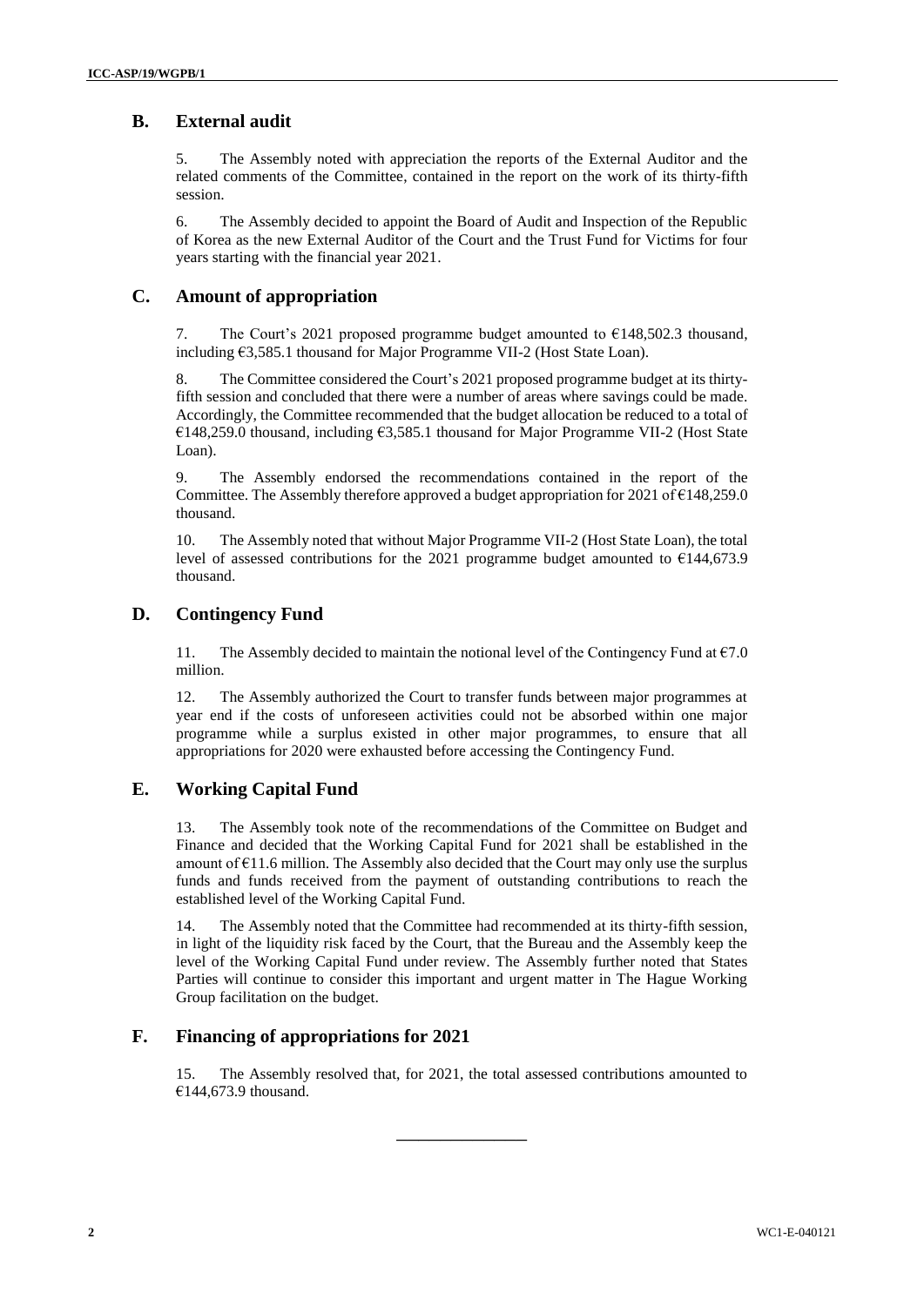## B. External audit

5. The Assembly noted with appreciation the reports of the External Auditor and the related comments of the Committee, contained in the report on the work of its thirty-fifth session.

6. The Assembly decided to appoint the Board of Audit and Inspection of the Republic of Korea as the new External Auditor of the Court and the Trust Fund for Victims for four years starting with the financial year 2021.

## C. Amount of appropriation

7. The Court's 2021 proposed programme budget amounted to €148,502.3 thousand, including €3,585.1 thousand for Major Programme VII-2 (Host State Loan).

8. The Committee considered the Court's 2021 proposed programme budget at its thirty-fifth session and concluded that there were a number of areas where savings could be made. Accordingly, the Committee recommended that the budget allocation be reduced to a total of €148,259.0 thousand, including €3,585.1 thousand for Major Programme VII-2 (Host State Loan).

9. The Assembly endorsed the recommendations contained in the report of the Committee. The Assembly therefore approved a budget appropriation for 2021 of €148,259.0 thousand.

10. The Assembly noted that without Major Programme VII-2 (Host State Loan), the total level of assessed contributions for the 2021 programme budget amounted to €144,673.9 thousand.

## D. Contingency Fund

11. The Assembly decided to maintain the notional level of the Contingency Fund at €7.0 million.

12. The Assembly authorized the Court to transfer funds between major programmes at year end if the costs of unforeseen activities could not be absorbed within one major programme while a surplus existed in other major programmes, to ensure that all appropriations for 2020 were exhausted before accessing the Contingency Fund.

## E. Working Capital Fund

13. The Assembly took note of the recommendations of the Committee on Budget and Finance and decided that the Working Capital Fund for 2021 shall be established in the amount of €11.6 million. The Assembly also decided that the Court may only use the surplus funds and funds received from the payment of outstanding contributions to reach the established level of the Working Capital Fund.

14. The Assembly noted that the Committee had recommended at its thirty-fifth session, in light of the liquidity risk faced by the Court, that the Bureau and the Assembly keep the level of the Working Capital Fund under review. The Assembly further noted that States Parties will continue to consider this important and urgent matter in The Hague Working Group facilitation on the budget.

## F. Financing of appropriations for 2021

15. The Assembly resolved that, for 2021, the total assessed contributions amounted to €144,673.9 thousand.

---